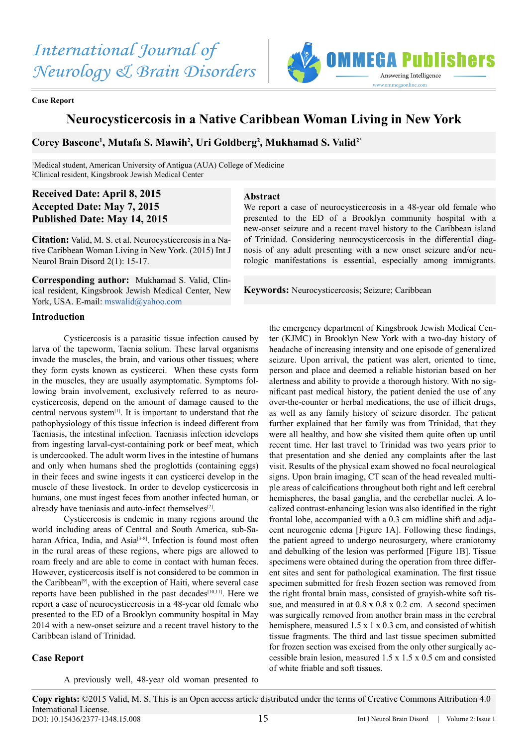Case Report

# Neurocysticercosis in a Native Caribbean Woman Living in New York

**Corey Bascone[1], Mutafa S. Mawih[2], Uri Goldberg[2], Mukhamad S. Valid[2*]**

[1]Medical student, American University of Antigua (AUA) College of Medicine
[2]Clinical resident, Kingsbrook Jewish Medical Center

**Received Date: April 8, 2015**
**Accepted Date: May 7, 2015**
**Published Date: May 14, 2015**

**Citation:** Valid, M. S. et al. Neurocysticercosis in a Native Caribbean Woman Living in New York. (2015) Int J Neurol Brain Disord 2(1): 15-17.

**Corresponding author:** Mukhamad S. Valid, Clinical resident, Kingsbrook Jewish Medical Center, New York, USA. E-mail: mswalid@yahoo.com

## Abstract

We report a case of neurocysticercosis in a 48-year old female who presented to the ED of a Brooklyn community hospital with a new-onset seizure and a recent travel history to the Caribbean island of Trinidad. Considering neurocysticercosis in the differential diagnosis of any adult presenting with a new onset seizure and/or neurologic manifestations is essential, especially among immigrants.

**Keywords:** Neurocysticercosis; Seizure; Caribbean

## Introduction

Cysticercosis is a parasitic tissue infection caused by larva of the tapeworm, Taenia solium. These larval organisms invade the muscles, the brain, and various other tissues; where they form cysts known as cysticerci. When these cysts form in the muscles, they are usually asymptomatic. Symptoms following brain involvement, exclusively referred to as neurocysticercosis, depend on the amount of damage caused to the central nervous system[1]. It is important to understand that the pathophysiology of this tissue infection is indeed different from Taeniasis, the intestinal infection. Taeniasis infection idevelops from ingesting larval-cyst-containing pork or beef meat, which is undercooked. The adult worm lives in the intestine of humans and only when humans shed the proglottids (containing eggs) in their feces and swine ingests it can cysticerci develop in the muscle of these livestock. In order to develop cysticercosis in humans, one must ingest feces from another infected human, or already have taeniasis and auto-infect themselves[2].

Cysticercosis is endemic in many regions around the world including areas of Central and South America, sub-Saharan Africa, India, and Asia[3-8]. Infection is found most often in the rural areas of these regions, where pigs are allowed to roam freely and are able to come in contact with human feces. However, cysticercosis itself is not considered to be common in the Caribbean[9], with the exception of Haiti, where several case reports have been published in the past decades[10,11]. Here we report a case of neurocysticercosis in a 48-year old female who presented to the ED of a Brooklyn community hospital in May 2014 with a new-onset seizure and a recent travel history to the Caribbean island of Trinidad.

## Case Report

A previously well, 48-year old woman presented to the emergency department of Kingsbrook Jewish Medical Center (KJMC) in Brooklyn New York with a two-day history of headache of increasing intensity and one episode of generalized seizure. Upon arrival, the patient was alert, oriented to time, person and place and deemed a reliable historian based on her alertness and ability to provide a thorough history. With no significant past medical history, the patient denied the use of any over-the-counter or herbal medications, the use of illicit drugs, as well as any family history of seizure disorder. The patient further explained that her family was from Trinidad, that they were all healthy, and how she visited them quite often up until recent time. Her last travel to Trinidad was two years prior to that presentation and she denied any complaints after the last visit. Results of the physical exam showed no focal neurological signs. Upon brain imaging, CT scan of the head revealed multiple areas of calcifications throughout both right and left cerebral hemispheres, the basal ganglia, and the cerebellar nuclei. A localized contrast-enhancing lesion was also identified in the right frontal lobe, accompanied with a 0.3 cm midline shift and adjacent neurogenic edema [Figure 1A]. Following these findings, the patient agreed to undergo neurosurgery, where craniotomy and debulking of the lesion was performed [Figure 1B]. Tissue specimens were obtained during the operation from three different sites and sent for pathological examination. The first tissue specimen submitted for fresh frozen section was removed from the right frontal brain mass, consisted of grayish-white soft tissue, and measured in at 0.8 x 0.8 x 0.2 cm. A second specimen was surgically removed from another brain mass in the cerebral hemisphere, measured 1.5 x 1 x 0.3 cm, and consisted of whitish tissue fragments. The third and last tissue specimen submitted for frozen section was excised from the only other surgically accessible brain lesion, measured 1.5 x 1.5 x 0.5 cm and consisted of white friable and soft tissues.

**Copy rights:** ©2015 Valid, M. S. This is an Open access article distributed under the terms of Creative Commons Attribution 4.0 International License.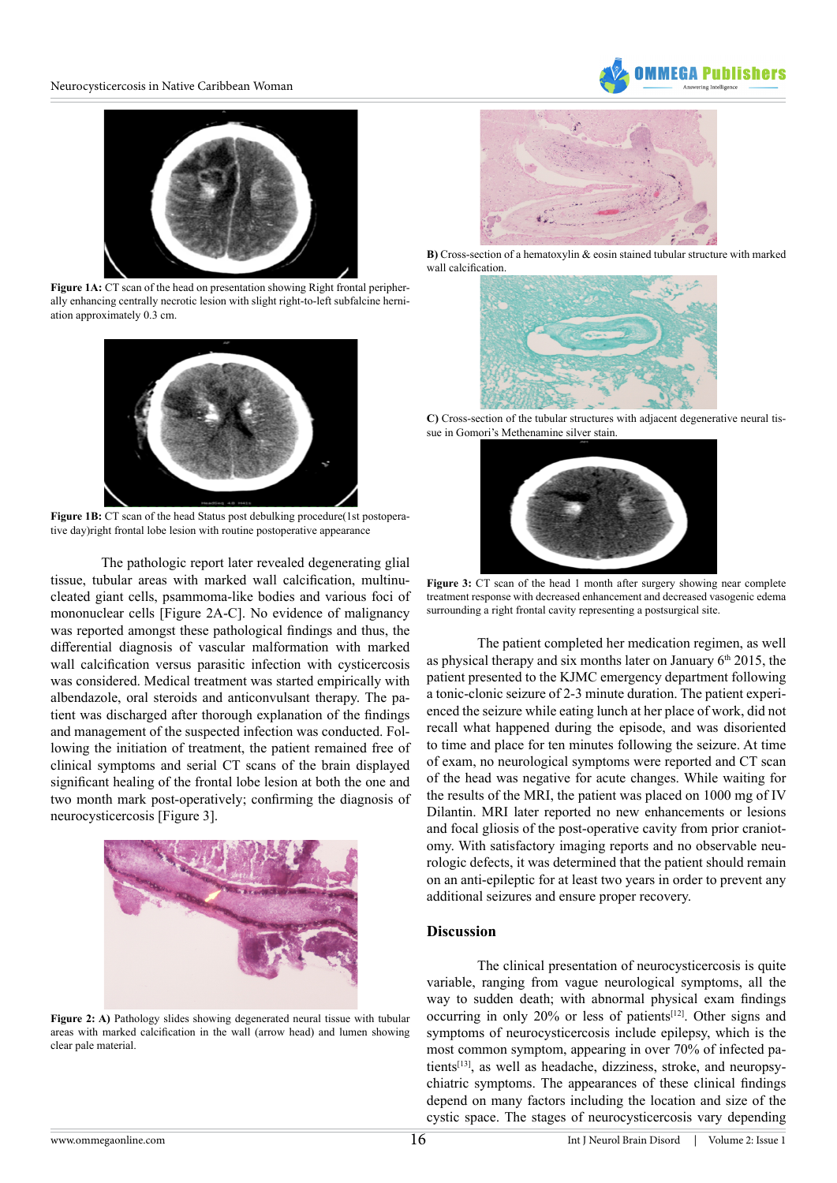**Figure 1A:** CT scan of the head on presentation showing Right frontal peripherally enhancing centrally necrotic lesion with slight right-to-left subfalcine herniation approximately 0.3 cm.

**Figure 1B:** CT scan of the head Status post debulking procedure(1st postoperative day)right frontal lobe lesion with routine postoperative appearance

The pathologic report later revealed degenerating glial tissue, tubular areas with marked wall calcification, multinucleated giant cells, psammoma-like bodies and various foci of mononuclear cells [Figure 2A-C]. No evidence of malignancy was reported amongst these pathological findings and thus, the differential diagnosis of vascular malformation with marked wall calcification versus parasitic infection with cysticercosis was considered. Medical treatment was started empirically with albendazole, oral steroids and anticonvulsant therapy. The patient was discharged after thorough explanation of the findings and management of the suspected infection was conducted. Following the initiation of treatment, the patient remained free of clinical symptoms and serial CT scans of the brain displayed significant healing of the frontal lobe lesion at both the one and two month mark post-operatively; confirming the diagnosis of neurocysticercosis [Figure 3].

**Figure 2: A)** Pathology slides showing degenerated neural tissue with tubular areas with marked calcification in the wall (arrow head) and lumen showing clear pale material.

**B)** Cross-section of a hematoxylin & eosin stained tubular structure with marked wall calcification.

**C)** Cross-section of the tubular structures with adjacent degenerative neural tissue in Gomori's Methenamine silver stain.

**Figure 3:** CT scan of the head 1 month after surgery showing near complete treatment response with decreased enhancement and decreased vasogenic edema surrounding a right frontal cavity representing a postsurgical site.

The patient completed her medication regimen, as well as physical therapy and six months later on January 6th 2015, the patient presented to the KJMC emergency department following a tonic-clonic seizure of 2-3 minute duration. The patient experienced the seizure while eating lunch at her place of work, did not recall what happened during the episode, and was disoriented to time and place for ten minutes following the seizure. At time of exam, no neurological symptoms were reported and CT scan of the head was negative for acute changes. While waiting for the results of the MRI, the patient was placed on 1000 mg of IV Dilantin. MRI later reported no new enhancements or lesions and focal gliosis of the post-operative cavity from prior craniotomy. With satisfactory imaging reports and no observable neurologic defects, it was determined that the patient should remain on an anti-epileptic for at least two years in order to prevent any additional seizures and ensure proper recovery.

## Discussion

The clinical presentation of neurocysticercosis is quite variable, ranging from vague neurological symptoms, all the way to sudden death; with abnormal physical exam findings occurring in only 20% or less of patients[12]. Other signs and symptoms of neurocysticercosis include epilepsy, which is the most common symptom, appearing in over 70% of infected patients[13], as well as headache, dizziness, stroke, and neuropsychiatric symptoms. The appearances of these clinical findings depend on many factors including the location and size of the cystic space. The stages of neurocysticercosis vary depending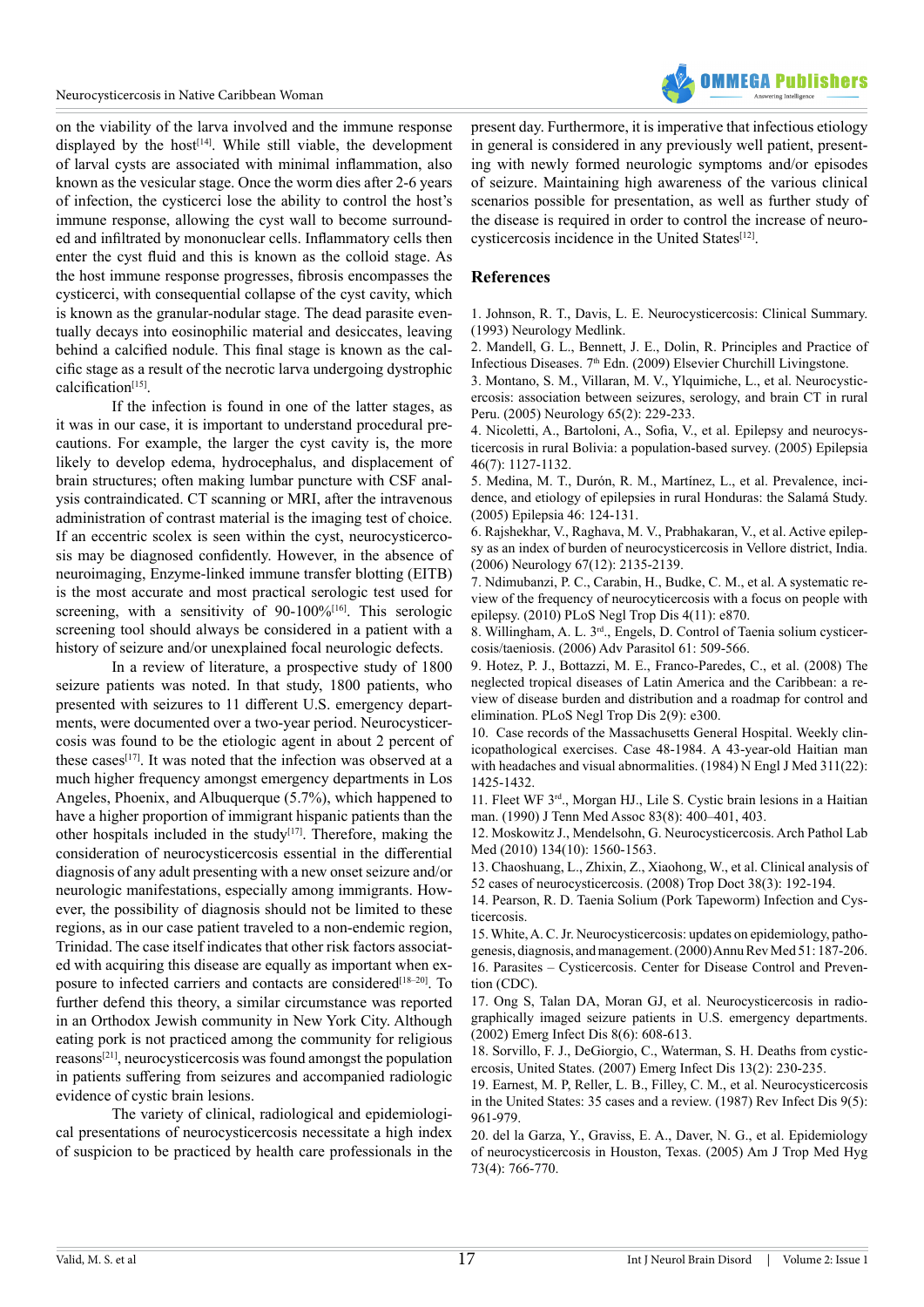on the viability of the larva involved and the immune response displayed by the host[14]. While still viable, the development of larval cysts are associated with minimal inflammation, also known as the vesicular stage. Once the worm dies after 2-6 years of infection, the cysticerci lose the ability to control the host's immune response, allowing the cyst wall to become surrounded and infiltrated by mononuclear cells. Inflammatory cells then enter the cyst fluid and this is known as the colloid stage. As the host immune response progresses, fibrosis encompasses the cysticerci, with consequential collapse of the cyst cavity, which is known as the granular-nodular stage. The dead parasite eventually decays into eosinophilic material and desiccates, leaving behind a calcified nodule. This final stage is known as the calcific stage as a result of the necrotic larva undergoing dystrophic calcification[15].

If the infection is found in one of the latter stages, as it was in our case, it is important to understand procedural precautions. For example, the larger the cyst cavity is, the more likely to develop edema, hydrocephalus, and displacement of brain structures; often making lumbar puncture with CSF analysis contraindicated. CT scanning or MRI, after the intravenous administration of contrast material is the imaging test of choice. If an eccentric scolex is seen within the cyst, neurocysticercosis may be diagnosed confidently. However, in the absence of neuroimaging, Enzyme-linked immune transfer blotting (EITB) is the most accurate and most practical serologic test used for screening, with a sensitivity of 90-100%[16]. This serologic screening tool should always be considered in a patient with a history of seizure and/or unexplained focal neurologic defects.

In a review of literature, a prospective study of 1800 seizure patients was noted. In that study, 1800 patients, who presented with seizures to 11 different U.S. emergency departments, were documented over a two-year period. Neurocysticercosis was found to be the etiologic agent in about 2 percent of these cases[17]. It was noted that the infection was observed at a much higher frequency amongst emergency departments in Los Angeles, Phoenix, and Albuquerque (5.7%), which happened to have a higher proportion of immigrant hispanic patients than the other hospitals included in the study[17]. Therefore, making the consideration of neurocysticercosis essential in the differential diagnosis of any adult presenting with a new onset seizure and/or neurologic manifestations, especially among immigrants. However, the possibility of diagnosis should not be limited to these regions, as in our case patient traveled to a non-endemic region, Trinidad. The case itself indicates that other risk factors associated with acquiring this disease are equally as important when exposure to infected carriers and contacts are considered[18–20]. To further defend this theory, a similar circumstance was reported in an Orthodox Jewish community in New York City. Although eating pork is not practiced among the community for religious reasons[21], neurocysticercosis was found amongst the population in patients suffering from seizures and accompanied radiologic evidence of cystic brain lesions.

The variety of clinical, radiological and epidemiological presentations of neurocysticercosis necessitate a high index of suspicion to be practiced by health care professionals in the present day. Furthermore, it is imperative that infectious etiology in general is considered in any previously well patient, presenting with newly formed neurologic symptoms and/or episodes of seizure. Maintaining high awareness of the various clinical scenarios possible for presentation, as well as further study of the disease is required in order to control the increase of neurocysticercosis incidence in the United States[12].

## References

1. Johnson, R. T., Davis, L. E. Neurocysticercosis: Clinical Summary. (1993) Neurology Medlink.
2. Mandell, G. L., Bennett, J. E., Dolin, R. Principles and Practice of Infectious Diseases. 7th Edn. (2009) Elsevier Churchill Livingstone.
3. Montano, S. M., Villaran, M. V., Ylquimiche, L., et al. Neurocysticercosis: association between seizures, serology, and brain CT in rural Peru. (2005) Neurology 65(2): 229-233.
4. Nicoletti, A., Bartoloni, A., Sofia, V., et al. Epilepsy and neurocysticercosis in rural Bolivia: a population-based survey. (2005) Epilepsia 46(7): 1127-1132.
5. Medina, M. T., Durón, R. M., Martínez, L., et al. Prevalence, incidence, and etiology of epilepsies in rural Honduras: the Salamá Study. (2005) Epilepsia 46: 124-131.
6. Rajshekhar, V., Raghava, M. V., Prabhakaran, V., et al. Active epilepsy as an index of burden of neurocysticercosis in Vellore district, India. (2006) Neurology 67(12): 2135-2139.
7. Ndimubanzi, P. C., Carabin, H., Budke, C. M., et al. A systematic review of the frequency of neurocyticercosis with a focus on people with epilepsy. (2010) PLoS Negl Trop Dis 4(11): e870.
8. Willingham, A. L. 3rd., Engels, D. Control of Taenia solium cysticercosis/taeniosis. (2006) Adv Parasitol 61: 509-566.
9. Hotez, P. J., Bottazzi, M. E., Franco-Paredes, C., et al. (2008) The neglected tropical diseases of Latin America and the Caribbean: a review of disease burden and distribution and a roadmap for control and elimination. PLoS Negl Trop Dis 2(9): e300.
10. Case records of the Massachusetts General Hospital. Weekly clinicopathological exercises. Case 48-1984. A 43-year-old Haitian man with headaches and visual abnormalities. (1984) N Engl J Med 311(22): 1425-1432.
11. Fleet WF 3rd., Morgan HJ., Lile S. Cystic brain lesions in a Haitian man. (1990) J Tenn Med Assoc 83(8): 400–401, 403.
12. Moskowitz J., Mendelsohn, G. Neurocysticercosis. Arch Pathol Lab Med (2010) 134(10): 1560-1563.
13. Chaoshuang, L., Zhixin, Z., Xiaohong, W., et al. Clinical analysis of 52 cases of neurocysticercosis. (2008) Trop Doct 38(3): 192-194.
14. Pearson, R. D. Taenia Solium (Pork Tapeworm) Infection and Cysticercosis.
15. White, A. C. Jr. Neurocysticercosis: updates on epidemiology, pathogenesis, diagnosis, and management. (2000) Annu Rev Med 51: 187-206.
16. Parasites – Cysticercosis. Center for Disease Control and Prevention (CDC).
17. Ong S, Talan DA, Moran GJ, et al. Neurocysticercosis in radiographically imaged seizure patients in U.S. emergency departments. (2002) Emerg Infect Dis 8(6): 608-613.
18. Sorvillo, F. J., DeGiorgio, C., Waterman, S. H. Deaths from cysticercosis, United States. (2007) Emerg Infect Dis 13(2): 230-235.
19. Earnest, M. P, Reller, L. B., Filley, C. M., et al. Neurocysticercosis in the United States: 35 cases and a review. (1987) Rev Infect Dis 9(5): 961-979.
20. del la Garza, Y., Graviss, E. A., Daver, N. G., et al. Epidemiology of neurocysticercosis in Houston, Texas. (2005) Am J Trop Med Hyg 73(4): 766-770.